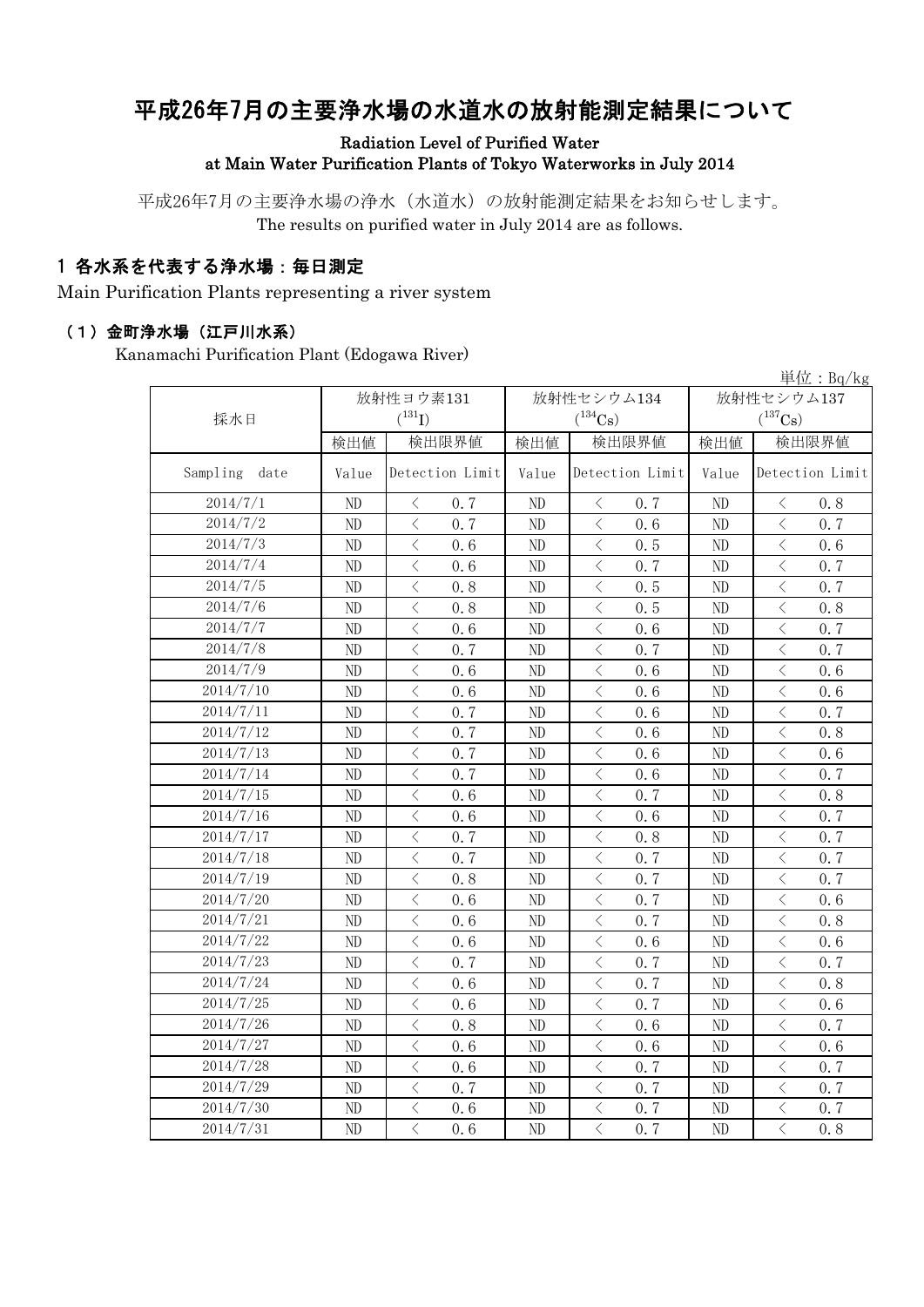# 平成26年7月の主要浄水場の水道水の放射能測定結果について

**Radiation Level of Purified Water at Main Water Purification Plants of Tokyo Waterworks in July 2014**

平成26年7月の主要浄水場の浄水（水道水）の放射能測定結果をお知らせします。
The results on purified water in July 2014 are as follows.

## 1 各水系を代表する浄水場：毎日測定

Main Purification Plants representing a river system

### （1）金町浄水場（江戸川水系）

Kanamachi Purification Plant (Edogawa River)

単位：Bq/kg

| 採水日 | 放射性ヨウ素131 ($^{131}I$) | | 放射性セシウム134 ($^{134}Cs$) | | 放射性セシウム137 ($^{137}Cs$) | |
|---|---|---|---|---|---|---|
| | 検出値 | 検出限界値 | 検出値 | 検出限界値 | 検出値 | 検出限界値 |
| Sampling date | Value | Detection Limit | Value | Detection Limit | Value | Detection Limit |
| 2014/7/1 | ND | ＜ 0.7 | ND | ＜ 0.7 | ND | ＜ 0.8 |
| 2014/7/2 | ND | ＜ 0.7 | ND | ＜ 0.6 | ND | ＜ 0.7 |
| 2014/7/3 | ND | ＜ 0.6 | ND | ＜ 0.5 | ND | ＜ 0.6 |
| 2014/7/4 | ND | ＜ 0.6 | ND | ＜ 0.7 | ND | ＜ 0.7 |
| 2014/7/5 | ND | ＜ 0.8 | ND | ＜ 0.5 | ND | ＜ 0.7 |
| 2014/7/6 | ND | ＜ 0.8 | ND | ＜ 0.5 | ND | ＜ 0.8 |
| 2014/7/7 | ND | ＜ 0.6 | ND | ＜ 0.6 | ND | ＜ 0.7 |
| 2014/7/8 | ND | ＜ 0.7 | ND | ＜ 0.7 | ND | ＜ 0.7 |
| 2014/7/9 | ND | ＜ 0.6 | ND | ＜ 0.6 | ND | ＜ 0.6 |
| 2014/7/10 | ND | ＜ 0.6 | ND | ＜ 0.6 | ND | ＜ 0.6 |
| 2014/7/11 | ND | ＜ 0.7 | ND | ＜ 0.6 | ND | ＜ 0.7 |
| 2014/7/12 | ND | ＜ 0.7 | ND | ＜ 0.6 | ND | ＜ 0.8 |
| 2014/7/13 | ND | ＜ 0.7 | ND | ＜ 0.6 | ND | ＜ 0.6 |
| 2014/7/14 | ND | ＜ 0.7 | ND | ＜ 0.6 | ND | ＜ 0.7 |
| 2014/7/15 | ND | ＜ 0.6 | ND | ＜ 0.7 | ND | ＜ 0.8 |
| 2014/7/16 | ND | ＜ 0.6 | ND | ＜ 0.6 | ND | ＜ 0.7 |
| 2014/7/17 | ND | ＜ 0.7 | ND | ＜ 0.8 | ND | ＜ 0.7 |
| 2014/7/18 | ND | ＜ 0.7 | ND | ＜ 0.7 | ND | ＜ 0.7 |
| 2014/7/19 | ND | ＜ 0.8 | ND | ＜ 0.7 | ND | ＜ 0.7 |
| 2014/7/20 | ND | ＜ 0.6 | ND | ＜ 0.7 | ND | ＜ 0.6 |
| 2014/7/21 | ND | ＜ 0.6 | ND | ＜ 0.7 | ND | ＜ 0.8 |
| 2014/7/22 | ND | ＜ 0.6 | ND | ＜ 0.6 | ND | ＜ 0.6 |
| 2014/7/23 | ND | ＜ 0.7 | ND | ＜ 0.7 | ND | ＜ 0.7 |
| 2014/7/24 | ND | ＜ 0.6 | ND | ＜ 0.7 | ND | ＜ 0.8 |
| 2014/7/25 | ND | ＜ 0.6 | ND | ＜ 0.7 | ND | ＜ 0.6 |
| 2014/7/26 | ND | ＜ 0.8 | ND | ＜ 0.6 | ND | ＜ 0.7 |
| 2014/7/27 | ND | ＜ 0.6 | ND | ＜ 0.6 | ND | ＜ 0.6 |
| 2014/7/28 | ND | ＜ 0.6 | ND | ＜ 0.7 | ND | ＜ 0.7 |
| 2014/7/29 | ND | ＜ 0.7 | ND | ＜ 0.7 | ND | ＜ 0.7 |
| 2014/7/30 | ND | ＜ 0.6 | ND | ＜ 0.7 | ND | ＜ 0.7 |
| 2014/7/31 | ND | ＜ 0.6 | ND | ＜ 0.7 | ND | ＜ 0.8 |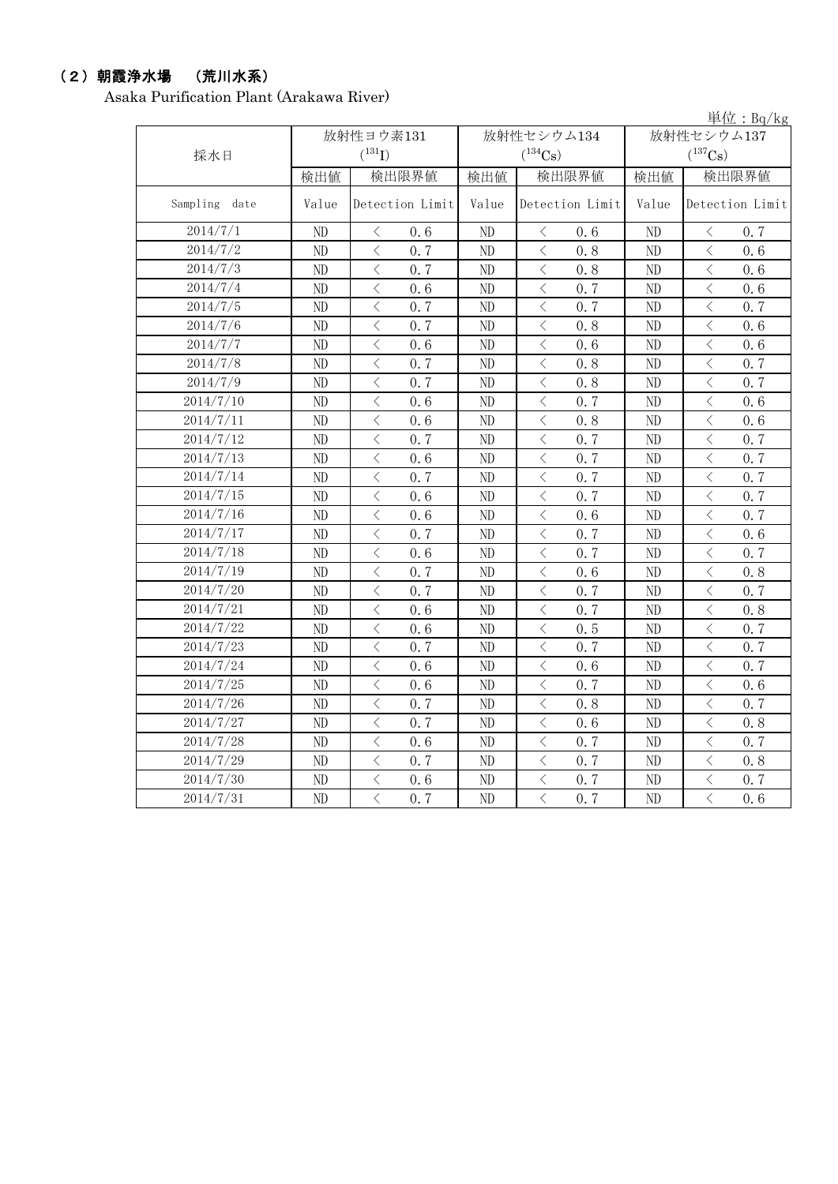## （２）朝霞浄水場　（荒川水系）

Asaka Purification Plant (Arakawa River)

単位：Bq/kg

| 採水日 | 放射性ヨウ素131 ($^{131}I$) | | 放射性セシウム134 ($^{134}Cs$) | | 放射性セシウム137 ($^{137}Cs$) | |
|---|---|---|---|---|---|---|
| | 検出値 | 検出限界値 | 検出値 | 検出限界値 | 検出値 | 検出限界値 |
| Sampling date | Value | Detection Limit | Value | Detection Limit | Value | Detection Limit |
| 2014/7/1 | ND | ＜ 0.6 | ND | ＜ 0.6 | ND | ＜ 0.7 |
| 2014/7/2 | ND | ＜ 0.7 | ND | ＜ 0.8 | ND | ＜ 0.6 |
| 2014/7/3 | ND | ＜ 0.7 | ND | ＜ 0.8 | ND | ＜ 0.6 |
| 2014/7/4 | ND | ＜ 0.6 | ND | ＜ 0.7 | ND | ＜ 0.6 |
| 2014/7/5 | ND | ＜ 0.7 | ND | ＜ 0.7 | ND | ＜ 0.7 |
| 2014/7/6 | ND | ＜ 0.7 | ND | ＜ 0.8 | ND | ＜ 0.6 |
| 2014/7/7 | ND | ＜ 0.6 | ND | ＜ 0.6 | ND | ＜ 0.6 |
| 2014/7/8 | ND | ＜ 0.7 | ND | ＜ 0.8 | ND | ＜ 0.7 |
| 2014/7/9 | ND | ＜ 0.7 | ND | ＜ 0.8 | ND | ＜ 0.7 |
| 2014/7/10 | ND | ＜ 0.6 | ND | ＜ 0.7 | ND | ＜ 0.6 |
| 2014/7/11 | ND | ＜ 0.6 | ND | ＜ 0.8 | ND | ＜ 0.6 |
| 2014/7/12 | ND | ＜ 0.7 | ND | ＜ 0.7 | ND | ＜ 0.7 |
| 2014/7/13 | ND | ＜ 0.6 | ND | ＜ 0.7 | ND | ＜ 0.7 |
| 2014/7/14 | ND | ＜ 0.7 | ND | ＜ 0.7 | ND | ＜ 0.7 |
| 2014/7/15 | ND | ＜ 0.6 | ND | ＜ 0.7 | ND | ＜ 0.7 |
| 2014/7/16 | ND | ＜ 0.6 | ND | ＜ 0.6 | ND | ＜ 0.7 |
| 2014/7/17 | ND | ＜ 0.7 | ND | ＜ 0.7 | ND | ＜ 0.6 |
| 2014/7/18 | ND | ＜ 0.6 | ND | ＜ 0.7 | ND | ＜ 0.7 |
| 2014/7/19 | ND | ＜ 0.7 | ND | ＜ 0.6 | ND | ＜ 0.8 |
| 2014/7/20 | ND | ＜ 0.7 | ND | ＜ 0.7 | ND | ＜ 0.7 |
| 2014/7/21 | ND | ＜ 0.6 | ND | ＜ 0.7 | ND | ＜ 0.8 |
| 2014/7/22 | ND | ＜ 0.6 | ND | ＜ 0.5 | ND | ＜ 0.7 |
| 2014/7/23 | ND | ＜ 0.7 | ND | ＜ 0.7 | ND | ＜ 0.7 |
| 2014/7/24 | ND | ＜ 0.6 | ND | ＜ 0.6 | ND | ＜ 0.7 |
| 2014/7/25 | ND | ＜ 0.6 | ND | ＜ 0.7 | ND | ＜ 0.6 |
| 2014/7/26 | ND | ＜ 0.7 | ND | ＜ 0.8 | ND | ＜ 0.7 |
| 2014/7/27 | ND | ＜ 0.7 | ND | ＜ 0.6 | ND | ＜ 0.8 |
| 2014/7/28 | ND | ＜ 0.6 | ND | ＜ 0.7 | ND | ＜ 0.7 |
| 2014/7/29 | ND | ＜ 0.7 | ND | ＜ 0.7 | ND | ＜ 0.8 |
| 2014/7/30 | ND | ＜ 0.6 | ND | ＜ 0.7 | ND | ＜ 0.7 |
| 2014/7/31 | ND | ＜ 0.7 | ND | ＜ 0.7 | ND | ＜ 0.6 |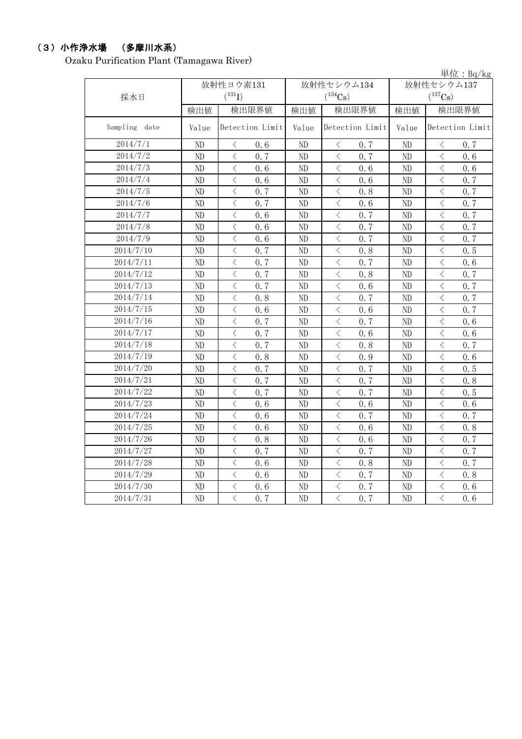## （3）小作浄水場　（多摩川水系）

Ozaku Purification Plant (Tamagawa River)

単位：Bq/kg

| 採水日 | 放射性ヨウ素131 ($^{131}I$) | | 放射性セシウム134 ($^{134}Cs$) | | 放射性セシウム137 ($^{137}Cs$) | |
|---|---|---|---|---|---|---|
| | 検出値 | 検出限界値 | 検出値 | 検出限界値 | 検出値 | 検出限界値 |
| Sampling date | Value | Detection Limit | Value | Detection Limit | Value | Detection Limit |
| 2014/7/1 | ND | ＜ 0.6 | ND | ＜ 0.7 | ND | ＜ 0.7 |
| 2014/7/2 | ND | ＜ 0.7 | ND | ＜ 0.7 | ND | ＜ 0.6 |
| 2014/7/3 | ND | ＜ 0.6 | ND | ＜ 0.6 | ND | ＜ 0.6 |
| 2014/7/4 | ND | ＜ 0.6 | ND | ＜ 0.6 | ND | ＜ 0.7 |
| 2014/7/5 | ND | ＜ 0.7 | ND | ＜ 0.8 | ND | ＜ 0.7 |
| 2014/7/6 | ND | ＜ 0.7 | ND | ＜ 0.6 | ND | ＜ 0.7 |
| 2014/7/7 | ND | ＜ 0.6 | ND | ＜ 0.7 | ND | ＜ 0.7 |
| 2014/7/8 | ND | ＜ 0.6 | ND | ＜ 0.7 | ND | ＜ 0.7 |
| 2014/7/9 | ND | ＜ 0.6 | ND | ＜ 0.7 | ND | ＜ 0.7 |
| 2014/7/10 | ND | ＜ 0.7 | ND | ＜ 0.8 | ND | ＜ 0.5 |
| 2014/7/11 | ND | ＜ 0.7 | ND | ＜ 0.7 | ND | ＜ 0.6 |
| 2014/7/12 | ND | ＜ 0.7 | ND | ＜ 0.8 | ND | ＜ 0.7 |
| 2014/7/13 | ND | ＜ 0.7 | ND | ＜ 0.6 | ND | ＜ 0.7 |
| 2014/7/14 | ND | ＜ 0.8 | ND | ＜ 0.7 | ND | ＜ 0.7 |
| 2014/7/15 | ND | ＜ 0.6 | ND | ＜ 0.6 | ND | ＜ 0.7 |
| 2014/7/16 | ND | ＜ 0.7 | ND | ＜ 0.7 | ND | ＜ 0.6 |
| 2014/7/17 | ND | ＜ 0.7 | ND | ＜ 0.6 | ND | ＜ 0.6 |
| 2014/7/18 | ND | ＜ 0.7 | ND | ＜ 0.8 | ND | ＜ 0.7 |
| 2014/7/19 | ND | ＜ 0.8 | ND | ＜ 0.9 | ND | ＜ 0.6 |
| 2014/7/20 | ND | ＜ 0.7 | ND | ＜ 0.7 | ND | ＜ 0.5 |
| 2014/7/21 | ND | ＜ 0.7 | ND | ＜ 0.7 | ND | ＜ 0.8 |
| 2014/7/22 | ND | ＜ 0.7 | ND | ＜ 0.7 | ND | ＜ 0.5 |
| 2014/7/23 | ND | ＜ 0.6 | ND | ＜ 0.6 | ND | ＜ 0.6 |
| 2014/7/24 | ND | ＜ 0.6 | ND | ＜ 0.7 | ND | ＜ 0.7 |
| 2014/7/25 | ND | ＜ 0.6 | ND | ＜ 0.6 | ND | ＜ 0.8 |
| 2014/7/26 | ND | ＜ 0.8 | ND | ＜ 0.6 | ND | ＜ 0.7 |
| 2014/7/27 | ND | ＜ 0.7 | ND | ＜ 0.7 | ND | ＜ 0.7 |
| 2014/7/28 | ND | ＜ 0.6 | ND | ＜ 0.8 | ND | ＜ 0.7 |
| 2014/7/29 | ND | ＜ 0.6 | ND | ＜ 0.7 | ND | ＜ 0.8 |
| 2014/7/30 | ND | ＜ 0.6 | ND | ＜ 0.7 | ND | ＜ 0.6 |
| 2014/7/31 | ND | ＜ 0.7 | ND | ＜ 0.7 | ND | ＜ 0.6 |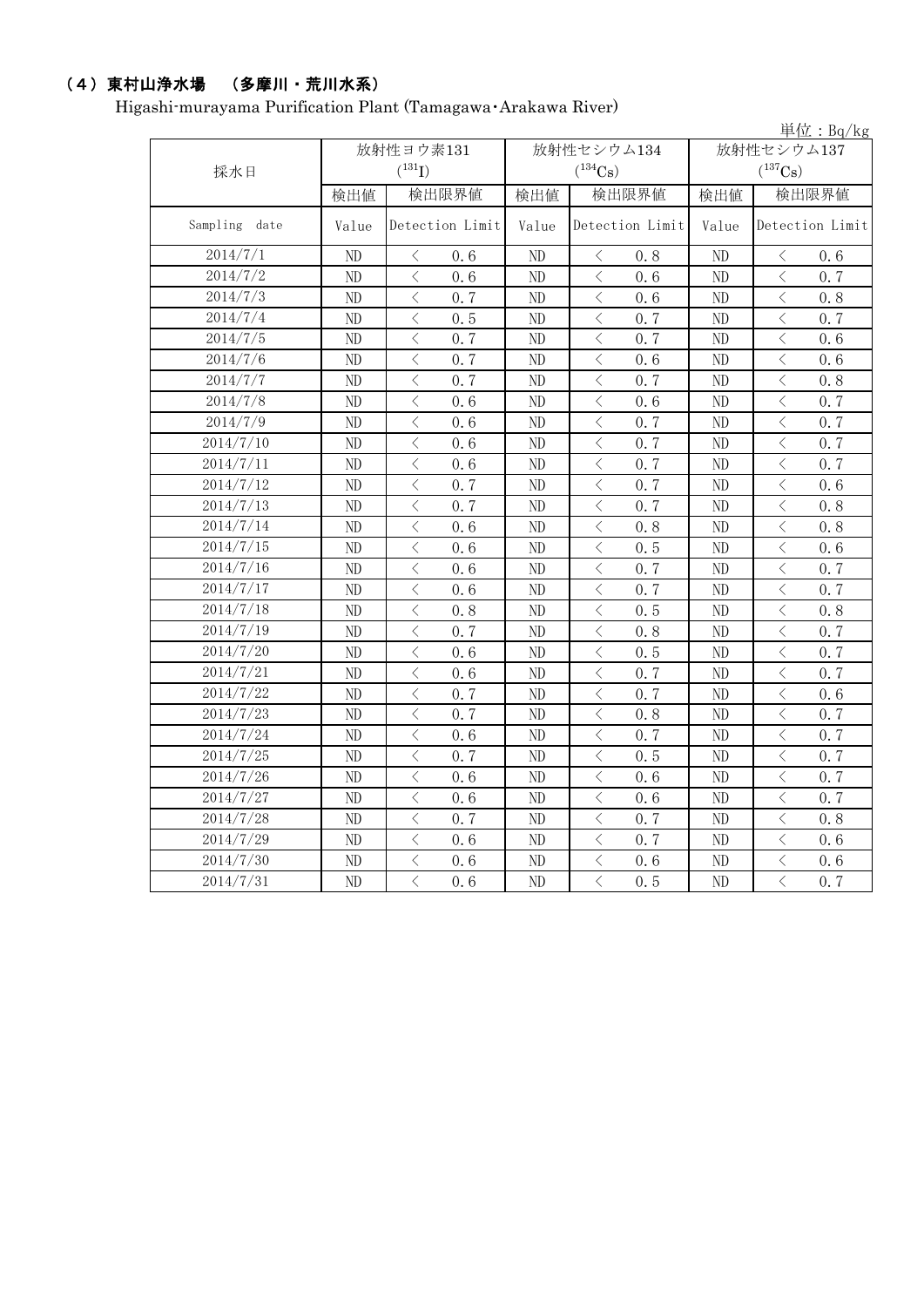## （4）東村山浄水場　（多摩川・荒川水系）

Higashi-murayama Purification Plant (Tamagawa･Arakawa River)

単位：Bq/kg

| 採水日 | 放射性ヨウ素131 ($^{131}I$) | | 放射性セシウム134 ($^{134}Cs$) | | 放射性セシウム137 ($^{137}Cs$) | |
|---|---|---|---|---|---|---|
| | 検出値 | 検出限界値 | 検出値 | 検出限界値 | 検出値 | 検出限界値 |
| Sampling date | Value | Detection Limit | Value | Detection Limit | Value | Detection Limit |
| 2014/7/1 | ND | ＜ 0.6 | ND | ＜ 0.8 | ND | ＜ 0.6 |
| 2014/7/2 | ND | ＜ 0.6 | ND | ＜ 0.6 | ND | ＜ 0.7 |
| 2014/7/3 | ND | ＜ 0.7 | ND | ＜ 0.6 | ND | ＜ 0.8 |
| 2014/7/4 | ND | ＜ 0.5 | ND | ＜ 0.7 | ND | ＜ 0.7 |
| 2014/7/5 | ND | ＜ 0.7 | ND | ＜ 0.7 | ND | ＜ 0.6 |
| 2014/7/6 | ND | ＜ 0.7 | ND | ＜ 0.6 | ND | ＜ 0.6 |
| 2014/7/7 | ND | ＜ 0.7 | ND | ＜ 0.7 | ND | ＜ 0.8 |
| 2014/7/8 | ND | ＜ 0.6 | ND | ＜ 0.6 | ND | ＜ 0.7 |
| 2014/7/9 | ND | ＜ 0.6 | ND | ＜ 0.7 | ND | ＜ 0.7 |
| 2014/7/10 | ND | ＜ 0.6 | ND | ＜ 0.7 | ND | ＜ 0.7 |
| 2014/7/11 | ND | ＜ 0.6 | ND | ＜ 0.7 | ND | ＜ 0.7 |
| 2014/7/12 | ND | ＜ 0.7 | ND | ＜ 0.7 | ND | ＜ 0.6 |
| 2014/7/13 | ND | ＜ 0.7 | ND | ＜ 0.7 | ND | ＜ 0.8 |
| 2014/7/14 | ND | ＜ 0.6 | ND | ＜ 0.8 | ND | ＜ 0.8 |
| 2014/7/15 | ND | ＜ 0.6 | ND | ＜ 0.5 | ND | ＜ 0.6 |
| 2014/7/16 | ND | ＜ 0.6 | ND | ＜ 0.7 | ND | ＜ 0.7 |
| 2014/7/17 | ND | ＜ 0.6 | ND | ＜ 0.7 | ND | ＜ 0.7 |
| 2014/7/18 | ND | ＜ 0.8 | ND | ＜ 0.5 | ND | ＜ 0.8 |
| 2014/7/19 | ND | ＜ 0.7 | ND | ＜ 0.8 | ND | ＜ 0.7 |
| 2014/7/20 | ND | ＜ 0.6 | ND | ＜ 0.5 | ND | ＜ 0.7 |
| 2014/7/21 | ND | ＜ 0.6 | ND | ＜ 0.7 | ND | ＜ 0.7 |
| 2014/7/22 | ND | ＜ 0.7 | ND | ＜ 0.7 | ND | ＜ 0.6 |
| 2014/7/23 | ND | ＜ 0.7 | ND | ＜ 0.8 | ND | ＜ 0.7 |
| 2014/7/24 | ND | ＜ 0.6 | ND | ＜ 0.7 | ND | ＜ 0.7 |
| 2014/7/25 | ND | ＜ 0.7 | ND | ＜ 0.5 | ND | ＜ 0.7 |
| 2014/7/26 | ND | ＜ 0.6 | ND | ＜ 0.6 | ND | ＜ 0.7 |
| 2014/7/27 | ND | ＜ 0.6 | ND | ＜ 0.6 | ND | ＜ 0.7 |
| 2014/7/28 | ND | ＜ 0.7 | ND | ＜ 0.7 | ND | ＜ 0.8 |
| 2014/7/29 | ND | ＜ 0.6 | ND | ＜ 0.7 | ND | ＜ 0.6 |
| 2014/7/30 | ND | ＜ 0.6 | ND | ＜ 0.6 | ND | ＜ 0.6 |
| 2014/7/31 | ND | ＜ 0.6 | ND | ＜ 0.5 | ND | ＜ 0.7 |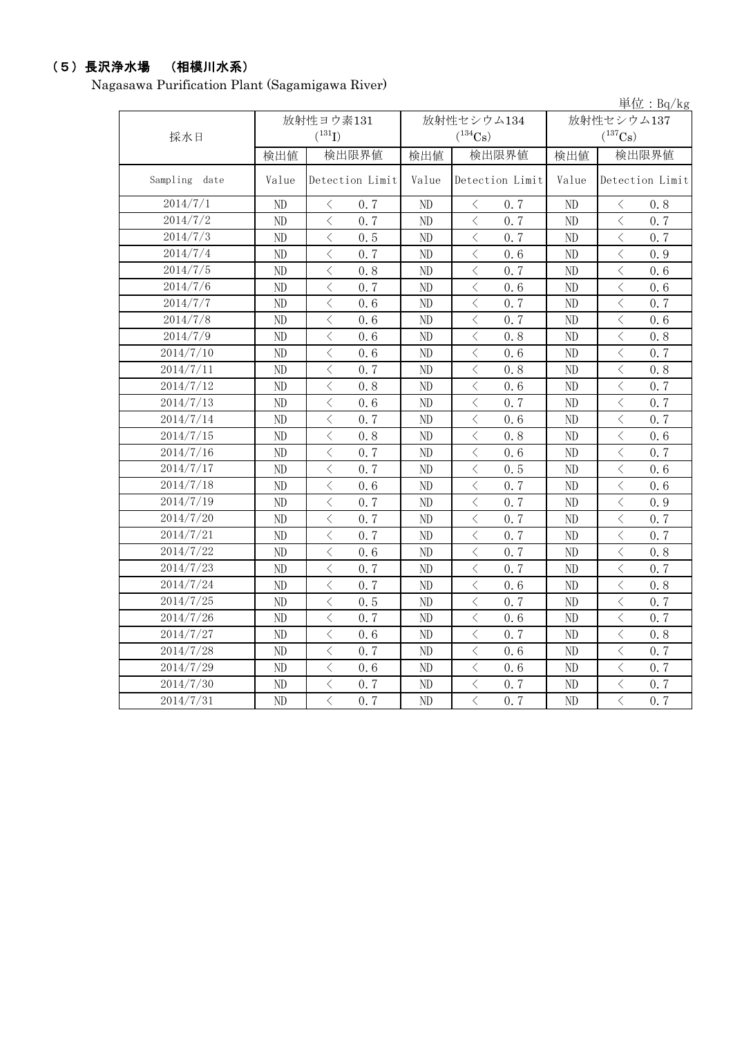## （５）長沢浄水場　（相模川水系）

Nagasawa Purification Plant (Sagamigawa River)

単位：Bq/kg

| 採水日 | 放射性ヨウ素131 ($^{131}I$) | | 放射性セシウム134 ($^{134}Cs$) | | 放射性セシウム137 ($^{137}Cs$) | |
|---|---|---|---|---|---|---|
| | 検出値 | 検出限界値 | 検出値 | 検出限界値 | 検出値 | 検出限界値 |
| Sampling date | Value | Detection Limit | Value | Detection Limit | Value | Detection Limit |
| 2014/7/1 | ND | ＜ 0.7 | ND | ＜ 0.7 | ND | ＜ 0.8 |
| 2014/7/2 | ND | ＜ 0.7 | ND | ＜ 0.7 | ND | ＜ 0.7 |
| 2014/7/3 | ND | ＜ 0.5 | ND | ＜ 0.7 | ND | ＜ 0.7 |
| 2014/7/4 | ND | ＜ 0.7 | ND | ＜ 0.6 | ND | ＜ 0.9 |
| 2014/7/5 | ND | ＜ 0.8 | ND | ＜ 0.7 | ND | ＜ 0.6 |
| 2014/7/6 | ND | ＜ 0.7 | ND | ＜ 0.6 | ND | ＜ 0.6 |
| 2014/7/7 | ND | ＜ 0.6 | ND | ＜ 0.7 | ND | ＜ 0.7 |
| 2014/7/8 | ND | ＜ 0.6 | ND | ＜ 0.7 | ND | ＜ 0.6 |
| 2014/7/9 | ND | ＜ 0.6 | ND | ＜ 0.8 | ND | ＜ 0.8 |
| 2014/7/10 | ND | ＜ 0.6 | ND | ＜ 0.6 | ND | ＜ 0.7 |
| 2014/7/11 | ND | ＜ 0.7 | ND | ＜ 0.8 | ND | ＜ 0.8 |
| 2014/7/12 | ND | ＜ 0.8 | ND | ＜ 0.6 | ND | ＜ 0.7 |
| 2014/7/13 | ND | ＜ 0.6 | ND | ＜ 0.7 | ND | ＜ 0.7 |
| 2014/7/14 | ND | ＜ 0.7 | ND | ＜ 0.6 | ND | ＜ 0.7 |
| 2014/7/15 | ND | ＜ 0.8 | ND | ＜ 0.8 | ND | ＜ 0.6 |
| 2014/7/16 | ND | ＜ 0.7 | ND | ＜ 0.6 | ND | ＜ 0.7 |
| 2014/7/17 | ND | ＜ 0.7 | ND | ＜ 0.5 | ND | ＜ 0.6 |
| 2014/7/18 | ND | ＜ 0.6 | ND | ＜ 0.7 | ND | ＜ 0.6 |
| 2014/7/19 | ND | ＜ 0.7 | ND | ＜ 0.7 | ND | ＜ 0.9 |
| 2014/7/20 | ND | ＜ 0.7 | ND | ＜ 0.7 | ND | ＜ 0.7 |
| 2014/7/21 | ND | ＜ 0.7 | ND | ＜ 0.7 | ND | ＜ 0.7 |
| 2014/7/22 | ND | ＜ 0.6 | ND | ＜ 0.7 | ND | ＜ 0.8 |
| 2014/7/23 | ND | ＜ 0.7 | ND | ＜ 0.7 | ND | ＜ 0.7 |
| 2014/7/24 | ND | ＜ 0.7 | ND | ＜ 0.6 | ND | ＜ 0.8 |
| 2014/7/25 | ND | ＜ 0.5 | ND | ＜ 0.7 | ND | ＜ 0.7 |
| 2014/7/26 | ND | ＜ 0.7 | ND | ＜ 0.6 | ND | ＜ 0.7 |
| 2014/7/27 | ND | ＜ 0.6 | ND | ＜ 0.7 | ND | ＜ 0.8 |
| 2014/7/28 | ND | ＜ 0.7 | ND | ＜ 0.6 | ND | ＜ 0.7 |
| 2014/7/29 | ND | ＜ 0.6 | ND | ＜ 0.6 | ND | ＜ 0.7 |
| 2014/7/30 | ND | ＜ 0.7 | ND | ＜ 0.7 | ND | ＜ 0.7 |
| 2014/7/31 | ND | ＜ 0.7 | ND | ＜ 0.7 | ND | ＜ 0.7 |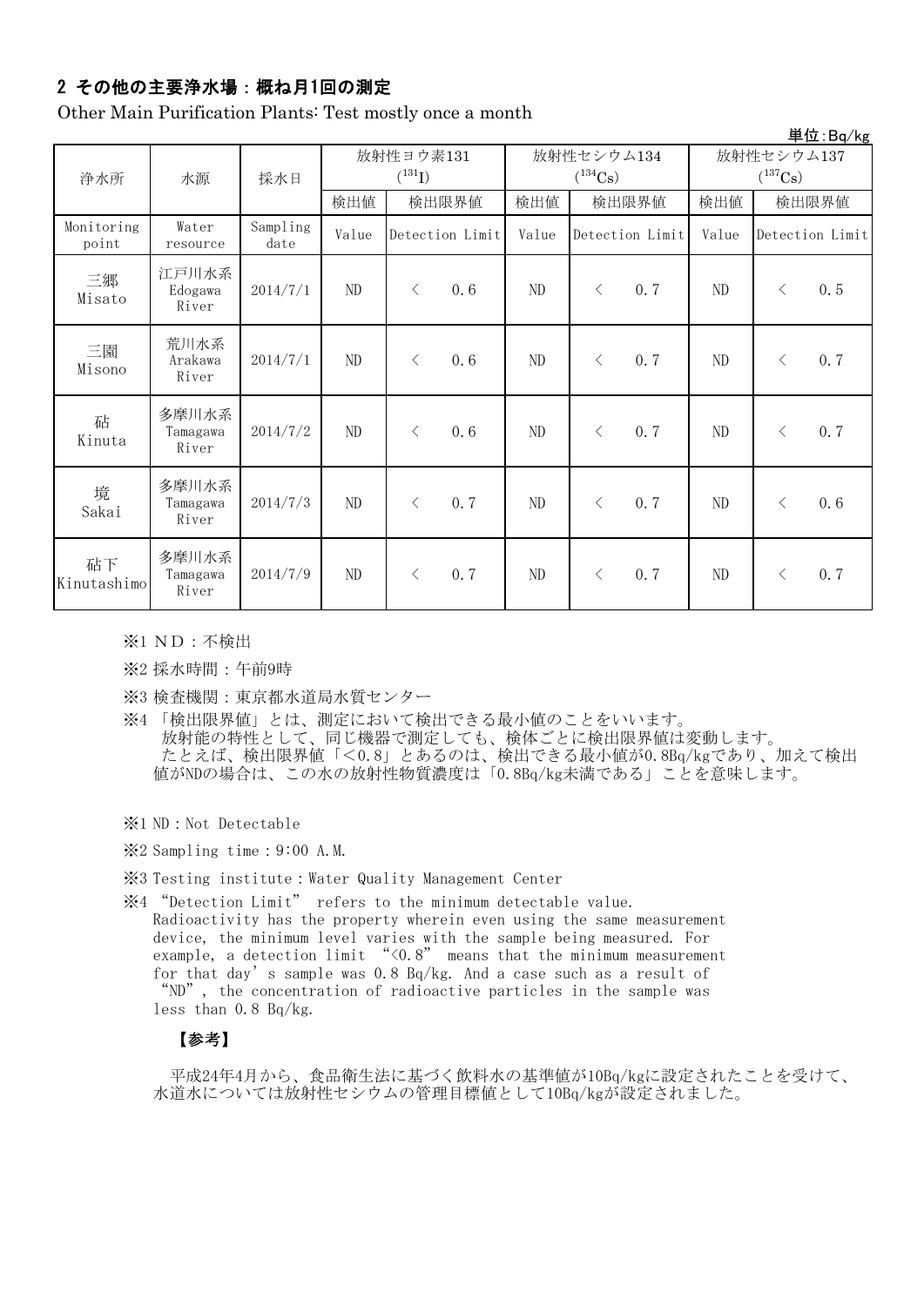## 2 その他の主要浄水場：概ね月1回の測定

Other Main Purification Plants: Test mostly once a month

単位：Bq/kg

| 浄水所 | 水源 | 採水日 | 放射性ヨウ素131 ($^{131}I$) | | 放射性セシウム134 ($^{134}Cs$) | | 放射性セシウム137 ($^{137}Cs$) | |
|---|---|---|---|---|---|---|---|---|
| | | | 検出値 | 検出限界値 | 検出値 | 検出限界値 | 検出値 | 検出限界値 |
| Monitoring point | Water resource | Sampling date | Value | Detection Limit | Value | Detection Limit | Value | Detection Limit |
| 三郷 Misato | 江戸川水系 Edogawa River | 2014/7/1 | ND | < 0.6 | ND | < 0.7 | ND | < 0.5 |
| 三園 Misono | 荒川水系 Arakawa River | 2014/7/1 | ND | < 0.6 | ND | < 0.7 | ND | < 0.7 |
| 砧 Kinuta | 多摩川水系 Tamagawa River | 2014/7/2 | ND | < 0.6 | ND | < 0.7 | ND | < 0.7 |
| 境 Sakai | 多摩川水系 Tamagawa River | 2014/7/3 | ND | < 0.7 | ND | < 0.7 | ND | < 0.6 |
| 砧下 Kinutashimo | 多摩川水系 Tamagawa River | 2014/7/9 | ND | < 0.7 | ND | < 0.7 | ND | < 0.7 |

※1 ＮＤ：不検出

※2 採水時間：午前9時

※3 検査機関：東京都水道局水質センター

※4 「検出限界値」とは、測定において検出できる最小値のことをいいます。
放射能の特性として、同じ機器で測定しても、検体ごとに検出限界値は変動します。
たとえば、検出限界値「＜0.8」とあるのは、検出できる最小値が0.8Bq/kgであり、加えて検出値がNDの場合は、この水の放射性物質濃度は「0.8Bq/kg未満である」ことを意味します。

※1 ND：Not Detectable

※2 Sampling time：9:00 A.M.

※3 Testing institute：Water Quality Management Center

※4 "Detection Limit" refers to the minimum detectable value.
Radioactivity has the property wherein even using the same measurement device, the minimum level varies with the sample being measured. For example, a detection limit "<0.8" means that the minimum measurement for that day's sample was 0.8 Bq/kg. And a case such as a result of "ND", the concentration of radioactive particles in the sample was less than 0.8 Bq/kg.

**【参考】**

平成24年4月から、食品衛生法に基づく飲料水の基準値が10Bq/kgに設定されたことを受けて、水道水については放射性セシウムの管理目標値として10Bq/kgが設定されました。